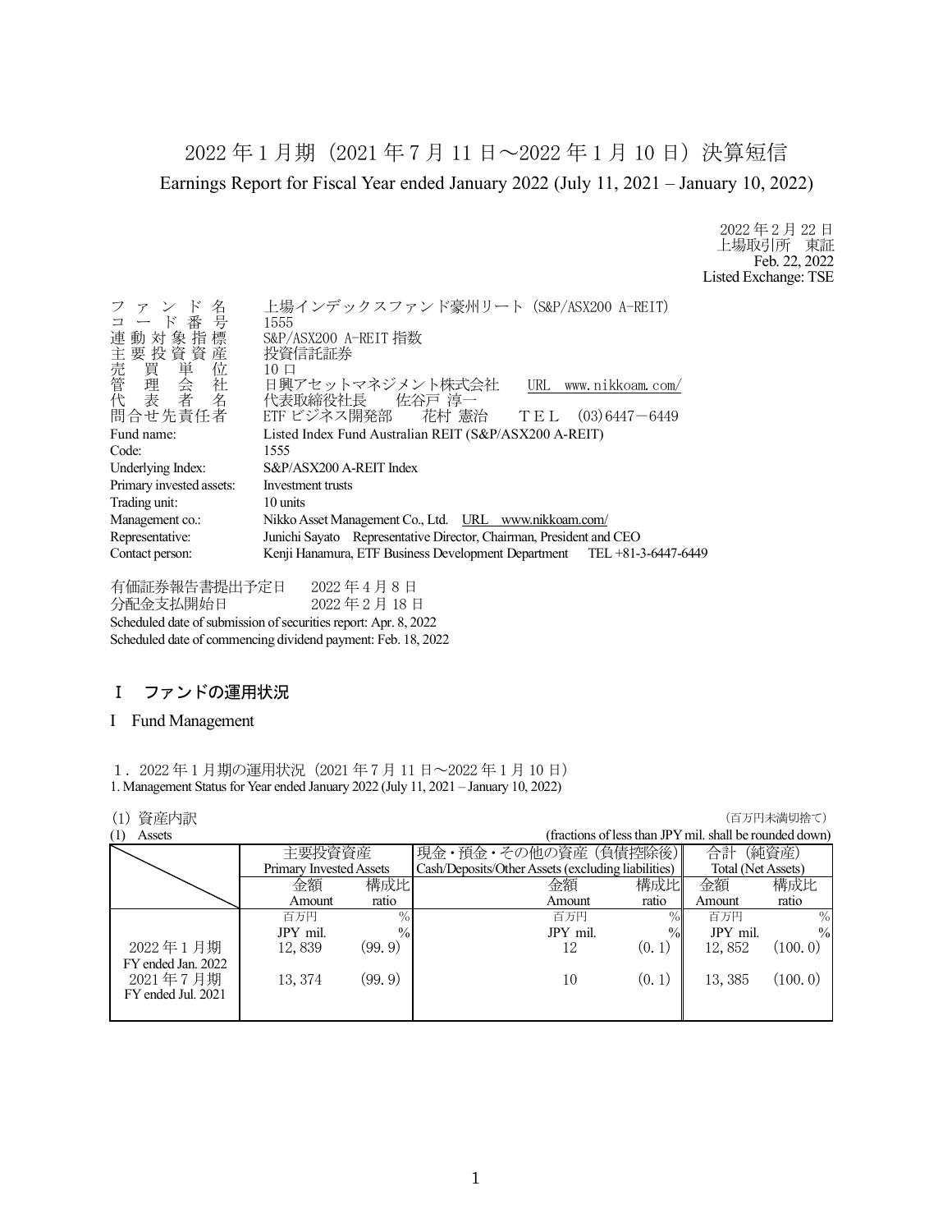# 2022 年 1 月期（2021 年 7 月 11 日～2022 年 1 月 10 日）決算短信

Earnings Report for Fiscal Year ended January 2022 (July 11, 2021 – January 10, 2022)

2022 年 2 月 22 日
上場取引所　東証
Feb. 22, 2022
Listed Exchange: TSE

ファンド名　上場インデックスファンド豪州リート（S&P/ASX200 A-REIT）
コード番号　1555
連動対象指標　S&P/ASX200 A-REIT 指数
主要投資資産　投資信託証券
売買単位　10 口
管理会社　日興アセットマネジメント株式会社　URL　www.nikkoam.com/
代表者名　代表取締役社長　佐谷戸 淳一
問合せ先責任者　ETF ビジネス開発部　花村 憲治　ＴＥＬ　(03)6447－6449

Fund name: Listed Index Fund Australian REIT (S&P/ASX200 A-REIT)
Code: 1555
Underlying Index: S&P/ASX200 A-REIT Index
Primary invested assets: Investment trusts
Trading unit: 10 units
Management co.: Nikko Asset Management Co., Ltd.　URL　www.nikkoam.com/
Representative: Junichi Sayato　Representative Director, Chairman, President and CEO
Contact person: Kenji Hanamura, ETF Business Development Department　TEL +81-3-6447-6449

有価証券報告書提出予定日　2022 年 4 月 8 日
分配金支払開始日　2022 年 2 月 18 日
Scheduled date of submission of securities report: Apr. 8, 2022
Scheduled date of commencing dividend payment: Feb. 18, 2022

## Ⅰ　ファンドの運用状況

## I　Fund Management

### １．2022 年 1 月期の運用状況（2021 年 7 月 11 日～2022 年 1 月 10 日）

1. Management Status for Year ended January 2022 (July 11, 2021 – January 10, 2022)

(1) 資産内訳
(1) Assets

（百万円未満切捨て）
(fractions of less than JPY mil. shall be rounded down)

| | 主要投資資産 Primary Invested Assets | | 現金・預金・その他の資産（負債控除後） Cash/Deposits/Other Assets (excluding liabilities) | | 合計（純資産） Total (Net Assets) | |
|---|---|---|---|---|---|---|
| | 金額 Amount | 構成比 ratio | 金額 Amount | 構成比 ratio | 金額 Amount | 構成比 ratio |
| | 百万円 JPY mil. | % % | 百万円 JPY mil. | % % | 百万円 JPY mil. | % % |
| 2022 年 1 月期 FY ended Jan. 2022 | 12,839 | (99.9) | 12 | (0.1) | 12,852 | (100.0) |
| 2021 年 7 月期 FY ended Jul. 2021 | 13,374 | (99.9) | 10 | (0.1) | 13,385 | (100.0) |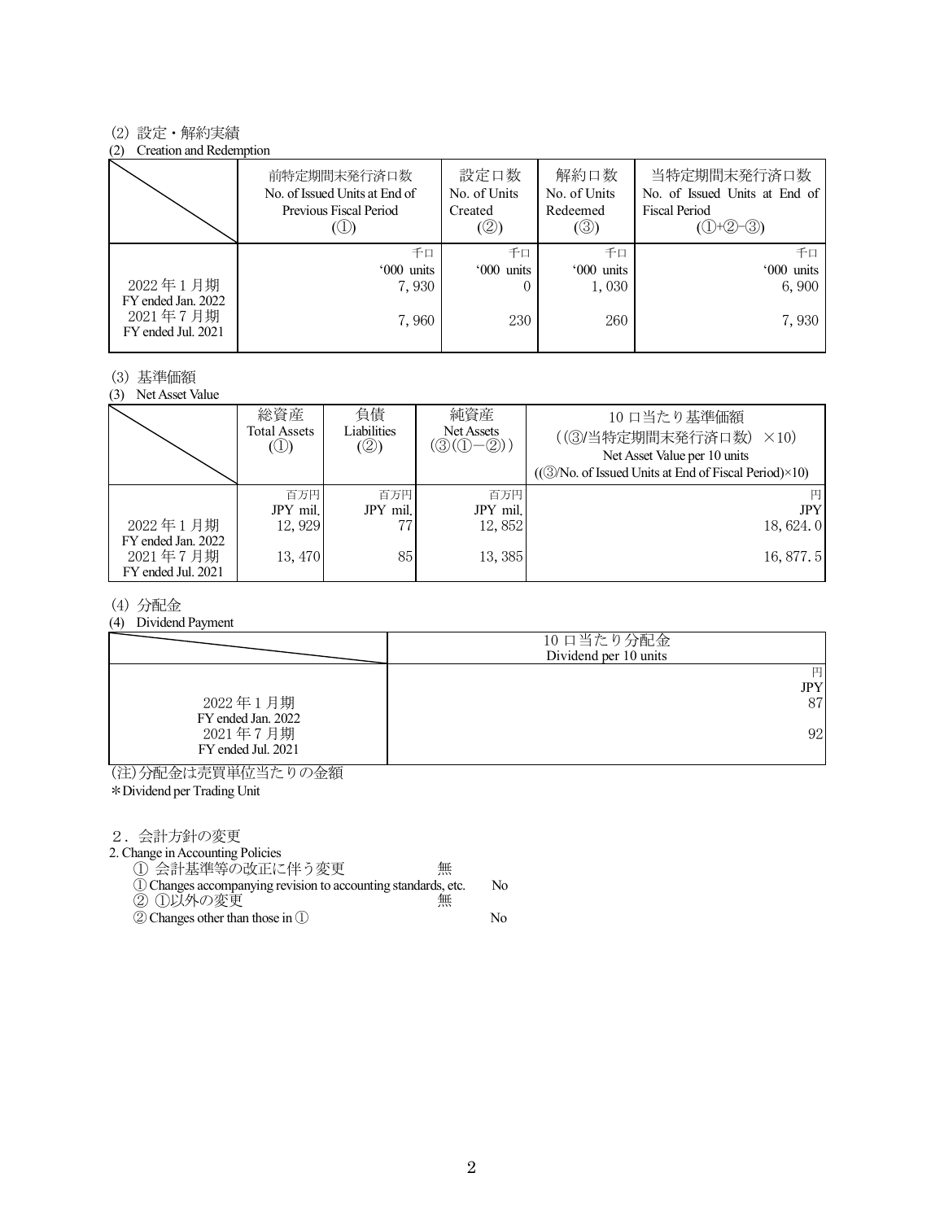(2) 設定・解約実績

(2) Creation and Redemption

| | 前特定期間末発行済口数<br>No. of Issued Units at End of Previous Fiscal Period<br>(①) | 設定口数<br>No. of Units Created<br>(②) | 解約口数<br>No. of Units Redeemed<br>(③) | 当特定期間末発行済口数<br>No. of Issued Units at End of Fiscal Period<br>(①+②−③) |
|---|---|---|---|---|
| | 千口<br>'000 units | 千口<br>'000 units | 千口<br>'000 units | 千口<br>'000 units |
| 2022 年 1 月期<br>FY ended Jan. 2022 | 7, 930 | 0 | 1, 030 | 6, 900 |
| 2021 年 7 月期<br>FY ended Jul. 2021 | 7, 960 | 230 | 260 | 7, 930 |

(3) 基準価額

(3) Net Asset Value

| | 総資産<br>Total Assets<br>(①) | 負債<br>Liabilities<br>(②) | 純資産<br>Net Assets<br>(③(①−②)) | 10 口当たり基準価額<br>((③/当特定期間末発行済口数) ×10)<br>Net Asset Value per 10 units<br>((③/No. of Issued Units at End of Fiscal Period)×10) |
|---|---|---|---|---|
| | 百万円<br>JPY mil, | 百万円<br>JPY mil, | 百万円<br>JPY mil, | 円<br>JPY |
| 2022 年 1 月期<br>FY ended Jan. 2022 | 12, 929 | 77 | 12, 852 | 18, 624. 0 |
| 2021 年 7 月期<br>FY ended Jul. 2021 | 13, 470 | 85 | 13, 385 | 16, 877. 5 |

(4) 分配金

(4) Dividend Payment

| | 10 口当たり分配金<br>Dividend per 10 units |
|---|---|
| | 円<br>JPY |
| 2022 年 1 月期<br>FY ended Jan. 2022 | 87 |
| 2021 年 7 月期<br>FY ended Jul. 2021 | 92 |

(注)分配金は売買単位当たりの金額

*Dividend per Trading Unit

2．会計方針の変更

2. Change in Accounting Policies

① 会計基準等の改正に伴う変更　無

① Changes accompanying revision to accounting standards, etc.　No

② ①以外の変更　無

② Changes other than those in ①　No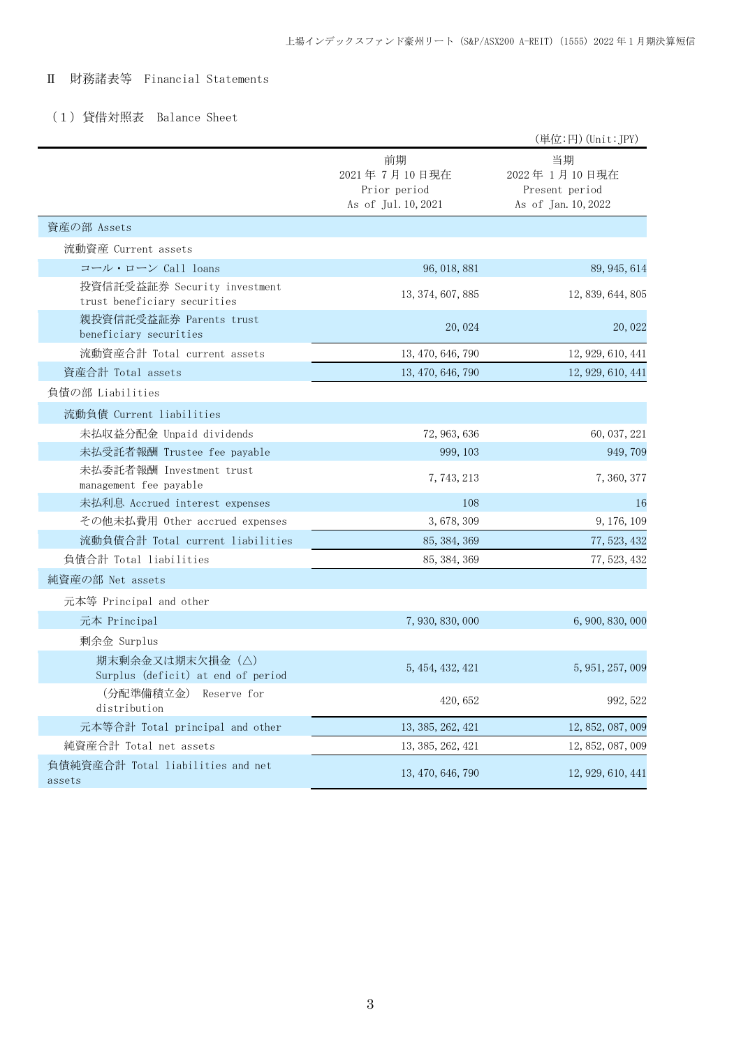## Ⅱ 財務諸表等 Financial Statements

### （１）貸借対照表 Balance Sheet

（単位:円）(Unit:JPY)

| | 前期<br>2021年7月10日現在<br>Prior period<br>As of Jul.10,2021 | 当期<br>2022年1月10日現在<br>Present period<br>As of Jan.10,2022 |
|---|---|---|
| 資産の部 Assets | | |
| 流動資産 Current assets | | |
| コール・ローン Call loans | 96,018,881 | 89,945,614 |
| 投資信託受益証券 Security investment trust beneficiary securities | 13,374,607,885 | 12,839,644,805 |
| 親投資信託受益証券 Parents trust beneficiary securities | 20,024 | 20,022 |
| 流動資産合計 Total current assets | 13,470,646,790 | 12,929,610,441 |
| 資産合計 Total assets | 13,470,646,790 | 12,929,610,441 |
| 負債の部 Liabilities | | |
| 流動負債 Current liabilities | | |
| 未払収益分配金 Unpaid dividends | 72,963,636 | 60,037,221 |
| 未払受託者報酬 Trustee fee payable | 999,103 | 949,709 |
| 未払委託者報酬 Investment trust management fee payable | 7,743,213 | 7,360,377 |
| 未払利息 Accrued interest expenses | 108 | 16 |
| その他未払費用 Other accrued expenses | 3,678,309 | 9,176,109 |
| 流動負債合計 Total current liabilities | 85,384,369 | 77,523,432 |
| 負債合計 Total liabilities | 85,384,369 | 77,523,432 |
| 純資産の部 Net assets | | |
| 元本等 Principal and other | | |
| 元本 Principal | 7,930,830,000 | 6,900,830,000 |
| 剰余金 Surplus | | |
| 期末剰余金又は期末欠損金（△） Surplus (deficit) at end of period | 5,454,432,421 | 5,951,257,009 |
| （分配準備積立金） Reserve for distribution | 420,652 | 992,522 |
| 元本等合計 Total principal and other | 13,385,262,421 | 12,852,087,009 |
| 純資産合計 Total net assets | 13,385,262,421 | 12,852,087,009 |
| 負債純資産合計 Total liabilities and net assets | 13,470,646,790 | 12,929,610,441 |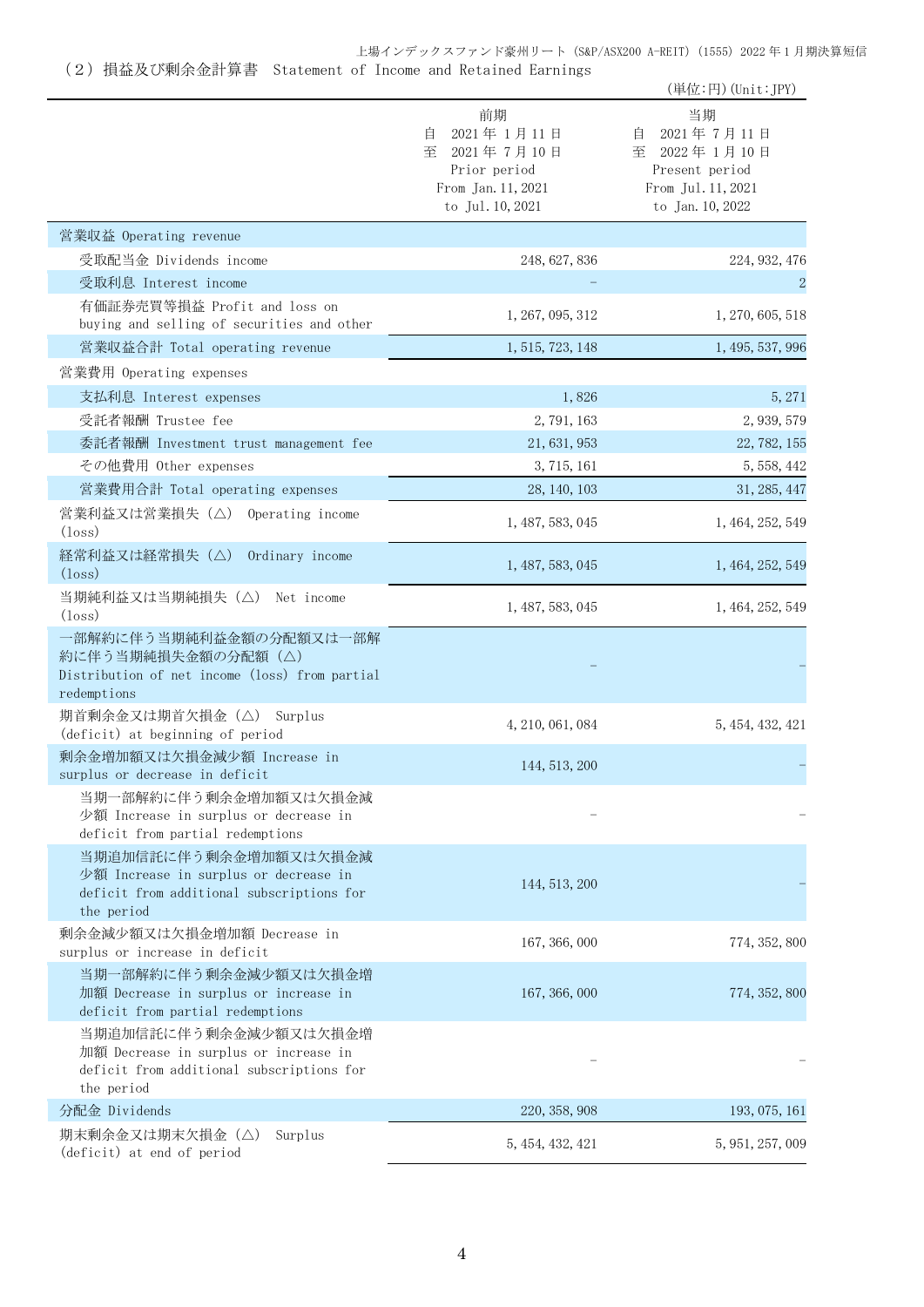（2）損益及び剰余金計算書　Statement of Income and Retained Earnings

(単位:円)(Unit:JPY)

| | 前期<br>自　2021年1月11日<br>至　2021年7月10日<br>Prior period<br>From Jan. 11, 2021<br>to Jul. 10, 2021 | 当期<br>自　2021年7月11日<br>至　2022年1月10日<br>Present period<br>From Jul. 11, 2021<br>to Jan. 10, 2022 |
|---|---|---|
| 営業収益 Operating revenue | | |
| 受取配当金 Dividends income | 248,627,836 | 224,932,476 |
| 受取利息 Interest income | － | 2 |
| 有価証券売買等損益 Profit and loss on buying and selling of securities and other | 1,267,095,312 | 1,270,605,518 |
| 営業収益合計 Total operating revenue | 1,515,723,148 | 1,495,537,996 |
| 営業費用 Operating expenses | | |
| 支払利息 Interest expenses | 1,826 | 5,271 |
| 受託者報酬 Trustee fee | 2,791,163 | 2,939,579 |
| 委託者報酬 Investment trust management fee | 21,631,953 | 22,782,155 |
| その他費用 Other expenses | 3,715,161 | 5,558,442 |
| 営業費用合計 Total operating expenses | 28,140,103 | 31,285,447 |
| 営業利益又は営業損失（△） Operating income (loss) | 1,487,583,045 | 1,464,252,549 |
| 経常利益又は経常損失（△） Ordinary income (loss) | 1,487,583,045 | 1,464,252,549 |
| 当期純利益又は当期純損失（△） Net income (loss) | 1,487,583,045 | 1,464,252,549 |
| 一部解約に伴う当期純利益金額の分配額又は一部解約に伴う当期純損失金額の分配額（△） Distribution of net income (loss) from partial redemptions | － | － |
| 期首剰余金又は期首欠損金（△） Surplus (deficit) at beginning of period | 4,210,061,084 | 5,454,432,421 |
| 剰余金増加額又は欠損金減少額 Increase in surplus or decrease in deficit | 144,513,200 | － |
| 当期一部解約に伴う剰余金増加額又は欠損金減少額 Increase in surplus or decrease in deficit from partial redemptions | － | － |
| 当期追加信託に伴う剰余金増加額又は欠損金減少額 Increase in surplus or decrease in deficit from additional subscriptions for the period | 144,513,200 | － |
| 剰余金減少額又は欠損金増加額 Decrease in surplus or increase in deficit | 167,366,000 | 774,352,800 |
| 当期一部解約に伴う剰余金減少額又は欠損金増加額 Decrease in surplus or increase in deficit from partial redemptions | 167,366,000 | 774,352,800 |
| 当期追加信託に伴う剰余金減少額又は欠損金増加額 Decrease in surplus or increase in deficit from additional subscriptions for the period | － | － |
| 分配金 Dividends | 220,358,908 | 193,075,161 |
| 期末剰余金又は期末欠損金（△） Surplus (deficit) at end of period | 5,454,432,421 | 5,951,257,009 |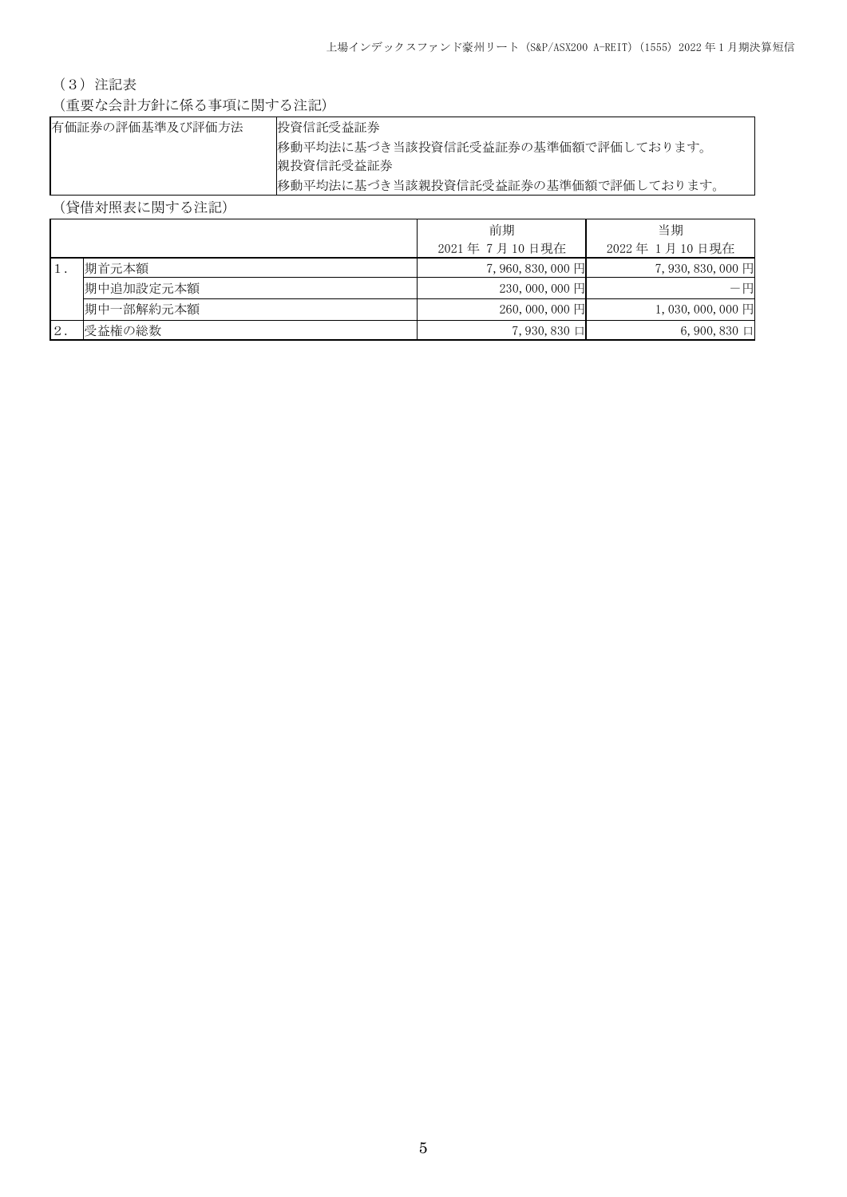（3）注記表

（重要な会計方針に係る事項に関する注記）

| 有価証券の評価基準及び評価方法 | 投資信託受益証券<br>移動平均法に基づき当該投資信託受益証券の基準価額で評価しております。<br>親投資信託受益証券<br>移動平均法に基づき当該親投資信託受益証券の基準価額で評価しております。 |
|---|---|

（貸借対照表に関する注記）

| | | 前期<br>2021年 7月10日現在 | 当期<br>2022年 1月10日現在 |
|---|---|---|---|
| 1. | 期首元本額 | 7,960,830,000円 | 7,930,830,000円 |
| | 期中追加設定元本額 | 230,000,000円 | －円 |
| | 期中一部解約元本額 | 260,000,000円 | 1,030,000,000円 |
| 2. | 受益権の総数 | 7,930,830口 | 6,900,830口 |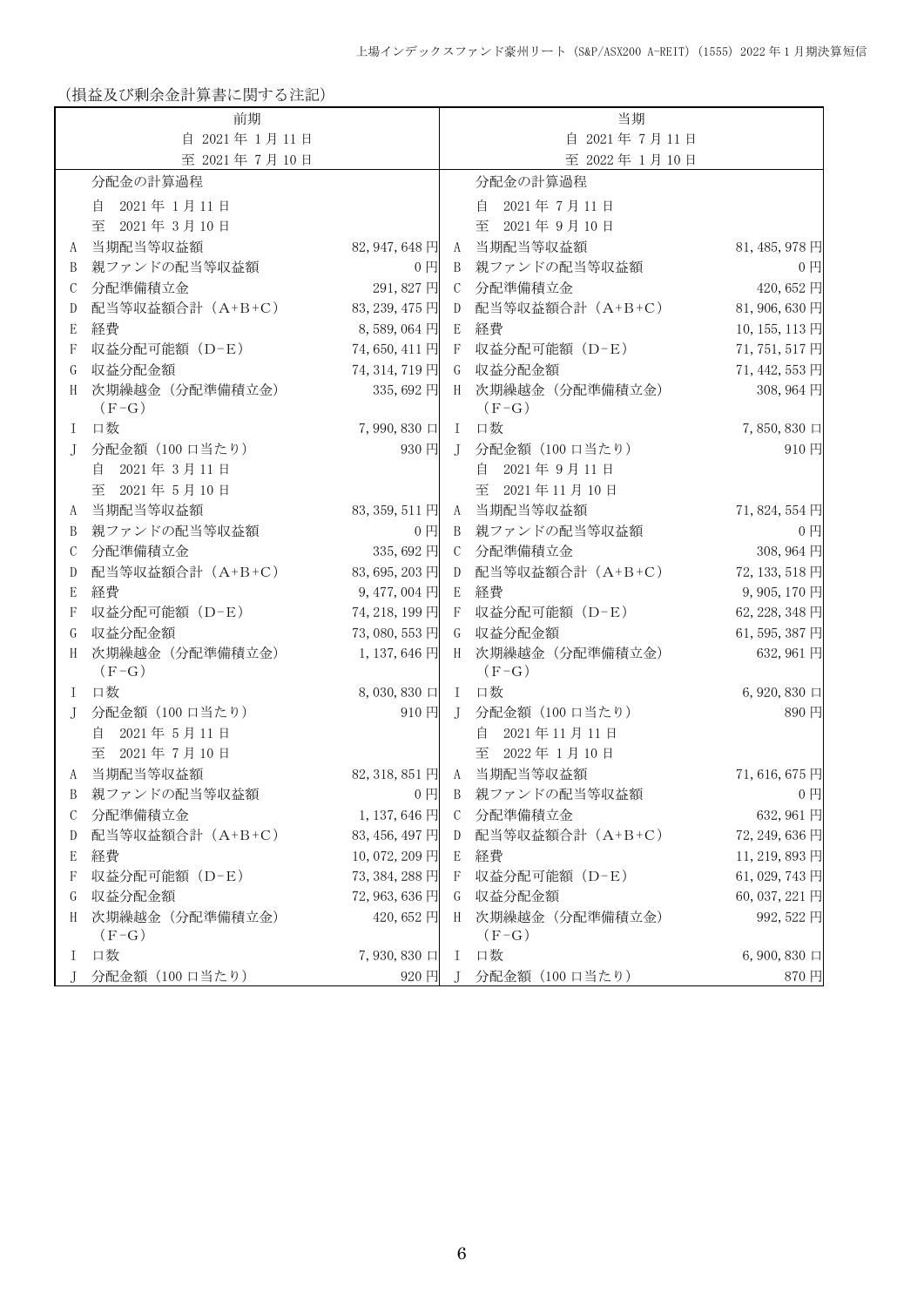(損益及び剰余金計算書に関する注記)

| 前期<br>自 2021年1月11日<br>至 2021年7月10日 | | | 当期<br>自 2021年7月11日<br>至 2022年1月10日 | | |
|---|---|---|---|---|---|
| | 分配金の計算過程 | | | 分配金の計算過程 | |
| | 自 2021年1月11日<br>至 2021年3月10日 | | | 自 2021年7月11日<br>至 2021年9月10日 | |
| A | 当期配当等収益額 | 82,947,648円 | A | 当期配当等収益額 | 81,485,978円 |
| B | 親ファンドの配当等収益額 | 0円 | B | 親ファンドの配当等収益額 | 0円 |
| C | 分配準備積立金 | 291,827円 | C | 分配準備積立金 | 420,652円 |
| D | 配当等収益額合計(A+B+C) | 83,239,475円 | D | 配当等収益額合計(A+B+C) | 81,906,630円 |
| E | 経費 | 8,589,064円 | E | 経費 | 10,155,113円 |
| F | 収益分配可能額(D−E) | 74,650,411円 | F | 収益分配可能額(D−E) | 71,751,517円 |
| G | 収益分配金額 | 74,314,719円 | G | 収益分配金額 | 71,442,553円 |
| H | 次期繰越金(分配準備積立金)(F−G) | 335,692円 | H | 次期繰越金(分配準備積立金)(F−G) | 308,964円 |
| I | 口数 | 7,990,830口 | I | 口数 | 7,850,830口 |
| J | 分配金額(100口当たり) | 930円 | J | 分配金額(100口当たり) | 910円 |
| | 自 2021年3月11日<br>至 2021年5月10日 | | | 自 2021年9月11日<br>至 2021年11月10日 | |
| A | 当期配当等収益額 | 83,359,511円 | A | 当期配当等収益額 | 71,824,554円 |
| B | 親ファンドの配当等収益額 | 0円 | B | 親ファンドの配当等収益額 | 0円 |
| C | 分配準備積立金 | 335,692円 | C | 分配準備積立金 | 308,964円 |
| D | 配当等収益額合計(A+B+C) | 83,695,203円 | D | 配当等収益額合計(A+B+C) | 72,133,518円 |
| E | 経費 | 9,477,004円 | E | 経費 | 9,905,170円 |
| F | 収益分配可能額(D−E) | 74,218,199円 | F | 収益分配可能額(D−E) | 62,228,348円 |
| G | 収益分配金額 | 73,080,553円 | G | 収益分配金額 | 61,595,387円 |
| H | 次期繰越金(分配準備積立金)(F−G) | 1,137,646円 | H | 次期繰越金(分配準備積立金)(F−G) | 632,961円 |
| I | 口数 | 8,030,830口 | I | 口数 | 6,920,830口 |
| J | 分配金額(100口当たり) | 910円 | J | 分配金額(100口当たり) | 890円 |
| | 自 2021年5月11日<br>至 2021年7月10日 | | | 自 2021年11月11日<br>至 2022年1月10日 | |
| A | 当期配当等収益額 | 82,318,851円 | A | 当期配当等収益額 | 71,616,675円 |
| B | 親ファンドの配当等収益額 | 0円 | B | 親ファンドの配当等収益額 | 0円 |
| C | 分配準備積立金 | 1,137,646円 | C | 分配準備積立金 | 632,961円 |
| D | 配当等収益額合計(A+B+C) | 83,456,497円 | D | 配当等収益額合計(A+B+C) | 72,249,636円 |
| E | 経費 | 10,072,209円 | E | 経費 | 11,219,893円 |
| F | 収益分配可能額(D−E) | 73,384,288円 | F | 収益分配可能額(D−E) | 61,029,743円 |
| G | 収益分配金額 | 72,963,636円 | G | 収益分配金額 | 60,037,221円 |
| H | 次期繰越金(分配準備積立金)(F−G) | 420,652円 | H | 次期繰越金(分配準備積立金)(F−G) | 992,522円 |
| I | 口数 | 7,930,830口 | I | 口数 | 6,900,830口 |
| J | 分配金額(100口当たり) | 920円 | J | 分配金額(100口当たり) | 870円 |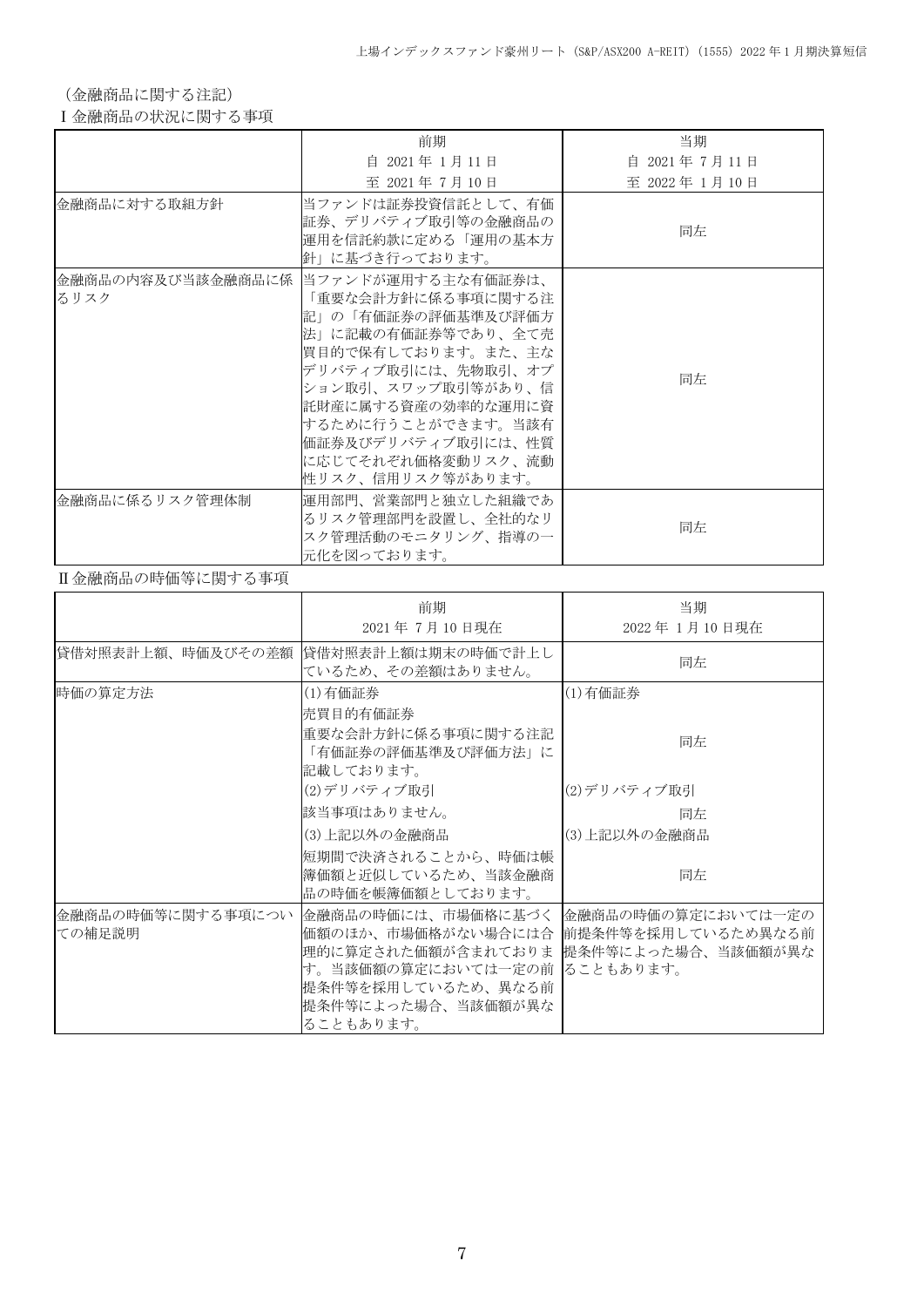（金融商品に関する注記）

Ⅰ金融商品の状況に関する事項

| | 前期<br>自 2021年 1月11日<br>至 2021年 7月10日 | 当期<br>自 2021年 7月11日<br>至 2022年 1月10日 |
|---|---|---|
| 金融商品に対する取組方針 | 当ファンドは証券投資信託として、有価証券、デリバティブ取引等の金融商品の運用を信託約款に定める「運用の基本方針」に基づき行っております。 | 同左 |
| 金融商品の内容及び当該金融商品に係るリスク | 当ファンドが運用する主な有価証券は、「重要な会計方針に係る事項に関する注記」の「有価証券の評価基準及び評価方法」に記載の有価証券等であり、全て売買目的で保有しております。また、主なデリバティブ取引には、先物取引、オプション取引、スワップ取引等があり、信託財産に属する資産の効率的な運用に資するために行うことができます。当該有価証券及びデリバティブ取引には、性質に応じてそれぞれ価格変動リスク、流動性リスク、信用リスク等があります。 | 同左 |
| 金融商品に係るリスク管理体制 | 運用部門、営業部門と独立した組織であるリスク管理部門を設置し、全社的なリスク管理活動のモニタリング、指導の一元化を図っております。 | 同左 |

Ⅱ金融商品の時価等に関する事項

| | 前期<br>2021年 7月10日現在 | 当期<br>2022年 1月10日現在 |
|---|---|---|
| 貸借対照表計上額、時価及びその差額 | 貸借対照表計上額は期末の時価で計上しているため、その差額はありません。 | 同左 |
| 時価の算定方法 | (1)有価証券<br>売買目的有価証券<br>重要な会計方針に係る事項に関する注記「有価証券の評価基準及び評価方法」に記載しております。<br>(2)デリバティブ取引<br>該当事項はありません。<br>(3)上記以外の金融商品<br>短期間で決済されることから、時価は帳簿価額と近似しているため、当該金融商品の時価を帳簿価額としております。 | (1)有価証券<br>同左<br>(2)デリバティブ取引<br>同左<br>(3)上記以外の金融商品<br>同左 |
| 金融商品の時価等に関する事項についての補足説明 | 金融商品の時価には、市場価格に基づく価額のほか、市場価格がない場合には合理的に算定された価額が含まれております。当該価額の算定においては一定の前提条件等を採用しているため、異なる前提条件等によった場合、当該価額が異なることもあります。 | 金融商品の時価の算定においては一定の前提条件等を採用しているため異なる前提条件等によった場合、当該価額が異なることもあります。 |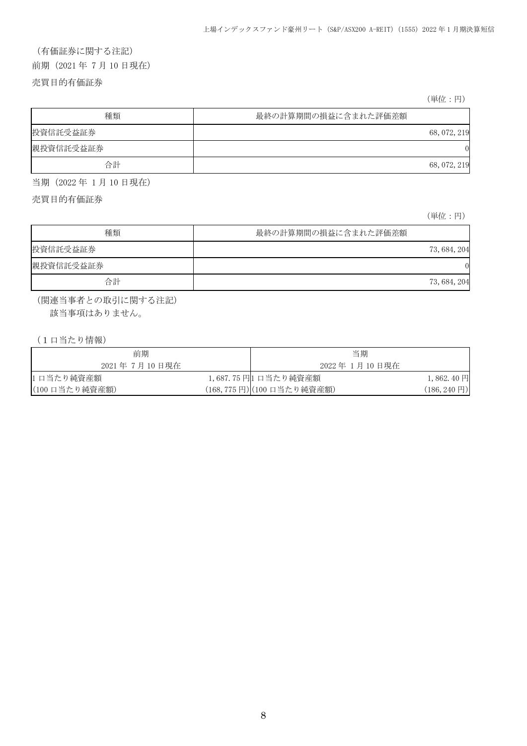（有価証券に関する注記）

前期（2021 年 7 月 10 日現在）

売買目的有価証券

（単位：円）

| 種類 | 最終の計算期間の損益に含まれた評価差額 |
|---|---|
| 投資信託受益証券 | 68, 072, 219 |
| 親投資信託受益証券 | 0 |
| 合計 | 68, 072, 219 |

当期（2022 年 1 月 10 日現在）

売買目的有価証券

（単位：円）

| 種類 | 最終の計算期間の損益に含まれた評価差額 |
|---|---|
| 投資信託受益証券 | 73, 684, 204 |
| 親投資信託受益証券 | 0 |
| 合計 | 73, 684, 204 |

（関連当事者との取引に関する注記）

該当事項はありません。

（1口当たり情報）

| 前期<br>2021 年 7 月 10 日現在 | | 当期<br>2022 年 1 月 10 日現在 | |
|---|---|---|---|
| 1口当たり純資産額 | 1, 687. 75 円 | 1口当たり純資産額 | 1, 862. 40 円 |
| (100 口当たり純資産額) | (168, 775 円) | (100 口当たり純資産額) | (186, 240 円) |